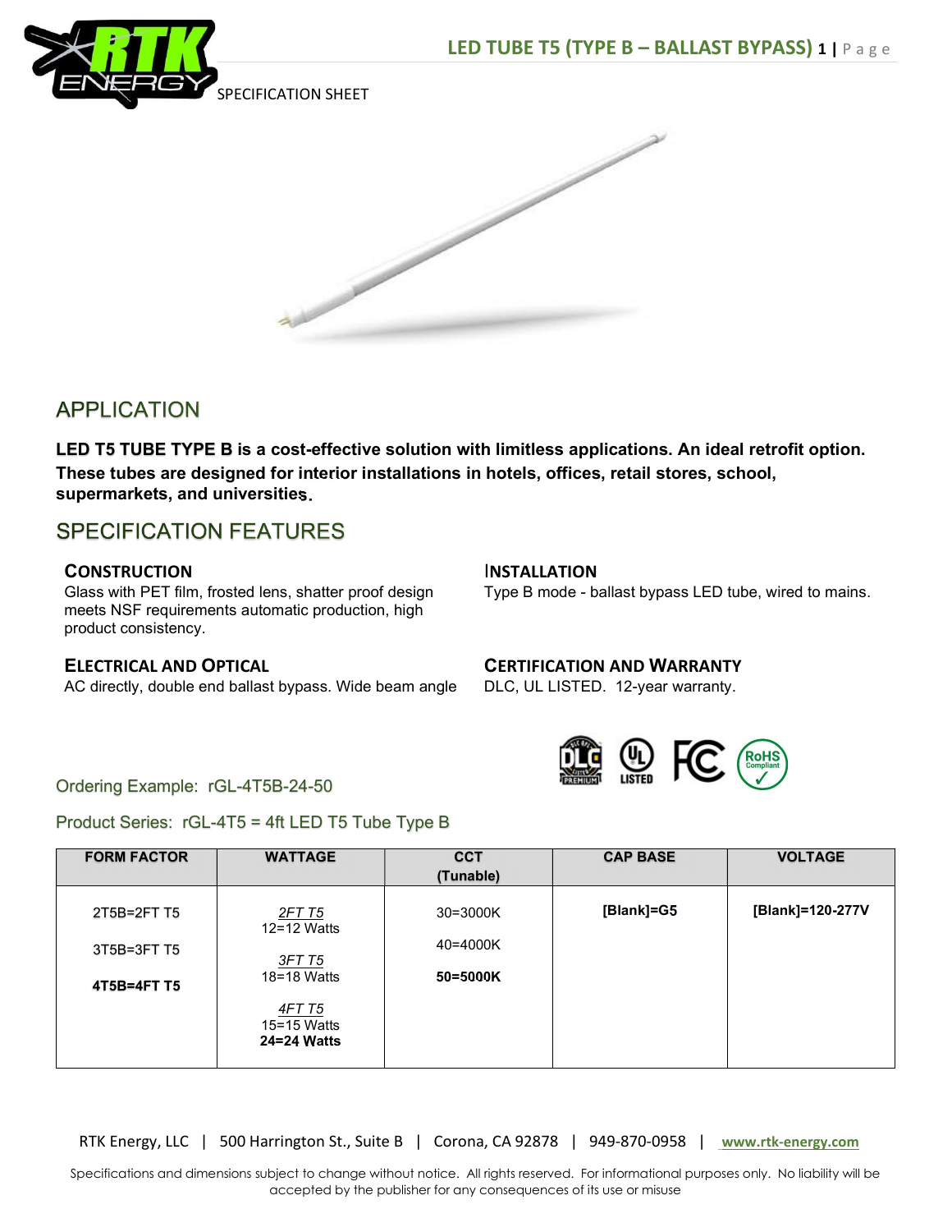# LED TUBE T5 (TYPE B – BALLAST BYPASS)

SPECIFICATION SHEET

## APPLICATION

**LED T5 TUBE TYPE B is a cost-effective solution with limitless applications. An ideal retrofit option. These tubes are designed for interior installations in hotels, offices, retail stores, school, supermarkets, and universities.**

## SPECIFICATION FEATURES

### CONSTRUCTION

Glass with PET film, frosted lens, shatter proof design meets NSF requirements automatic production, high product consistency.

### INSTALLATION

Type B mode - ballast bypass LED tube, wired to mains.

### ELECTRICAL AND OPTICAL

AC directly, double end ballast bypass. Wide beam angle

### CERTIFICATION AND WARRANTY

DLC, UL LISTED. 12-year warranty.

Ordering Example: rGL-4T5B-24-50

Product Series: rGL-4T5 = 4ft LED T5 Tube Type B

| FORM FACTOR | WATTAGE | CCT (Tunable) | CAP BASE | VOLTAGE |
|---|---|---|---|---|
| 2T5B=2FT T5<br>3T5B=3FT T5<br>**4T5B=4FT T5** | *2FT T5*<br>12=12 Watts<br>*3FT T5*<br>18=18 Watts<br>*4FT T5*<br>15=15 Watts<br>**24=24 Watts** | 30=3000K<br>40=4000K<br>**50=5000K** | **[Blank]=G5** | **[Blank]=120-277V** |

RTK Energy, LLC | 500 Harrington St., Suite B | Corona, CA 92878 | 949-870-0958 | www.rtk-energy.com

Specifications and dimensions subject to change without notice. All rights reserved. For informational purposes only. No liability will be accepted by the publisher for any consequences of its use or misuse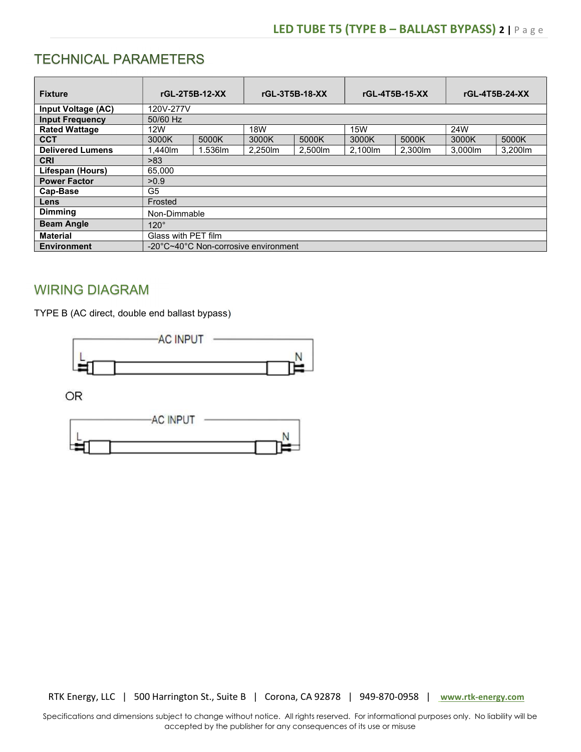## TECHNICAL PARAMETERS

| Fixture | rGL-2T5B-12-XX | | rGL-3T5B-18-XX | | rGL-4T5B-15-XX | | rGL-4T5B-24-XX | |
|---|---|---|---|---|---|---|---|---|
| **Input Voltage (AC)** | 120V-277V | | | | | | | |
| **Input Frequency** | 50/60 Hz | | | | | | | |
| **Rated Wattage** | 12W | | 18W | | 15W | | 24W | |
| **CCT** | 3000K | 5000K | 3000K | 5000K | 3000K | 5000K | 3000K | 5000K |
| **Delivered Lumens** | 1,440lm | 1.536lm | 2,250lm | 2,500lm | 2,100lm | 2,300lm | 3,000lm | 3,200lm |
| **CRI** | >83 | | | | | | | |
| **Lifespan (Hours)** | 65,000 | | | | | | | |
| **Power Factor** | >0.9 | | | | | | | |
| **Cap-Base** | G5 | | | | | | | |
| **Lens** | Frosted | | | | | | | |
| **Dimming** | Non-Dimmable | | | | | | | |
| **Beam Angle** | 120° | | | | | | | |
| **Material** | Glass with PET film | | | | | | | |
| **Environment** | -20°C~40°C Non-corrosive environment | | | | | | | |

## WIRING DIAGRAM

TYPE B (AC direct, double end ballast bypass)

AC INPUT

L

N

OR

AC INPUT

L

N

RTK Energy, LLC | 500 Harrington St., Suite B | Corona, CA 92878 | 949-870-0958 | www.rtk-energy.com

Specifications and dimensions subject to change without notice. All rights reserved. For informational purposes only. No liability will be accepted by the publisher for any consequences of its use or misuse